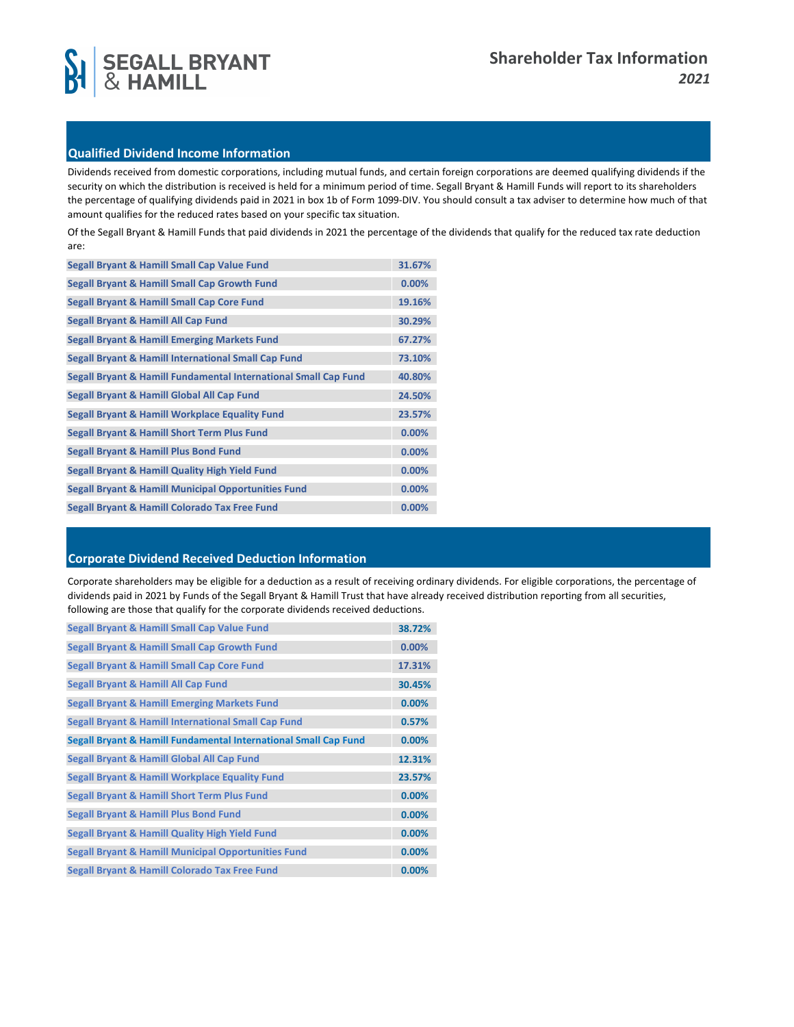# SEGALL BRYANT & HAMILL

# Shareholder Tax Information

*2021*

## Qualified Dividend Income Information

Dividends received from domestic corporations, including mutual funds, and certain foreign corporations are deemed qualifying dividends if the security on which the distribution is received is held for a minimum period of time. Segall Bryant & Hamill Funds will report to its shareholders the percentage of qualifying dividends paid in 2021 in box 1b of Form 1099-DIV. You should consult a tax adviser to determine how much of that amount qualifies for the reduced rates based on your specific tax situation.

Of the Segall Bryant & Hamill Funds that paid dividends in 2021 the percentage of the dividends that qualify for the reduced tax rate deduction are:

| Fund | Percentage |
|---|---|
| Segall Bryant & Hamill Small Cap Value Fund | 31.67% |
| Segall Bryant & Hamill Small Cap Growth Fund | 0.00% |
| Segall Bryant & Hamill Small Cap Core Fund | 19.16% |
| Segall Bryant & Hamill All Cap Fund | 30.29% |
| Segall Bryant & Hamill Emerging Markets Fund | 67.27% |
| Segall Bryant & Hamill International Small Cap Fund | 73.10% |
| Segall Bryant & Hamill Fundamental International Small Cap Fund | 40.80% |
| Segall Bryant & Hamill Global All Cap Fund | 24.50% |
| Segall Bryant & Hamill Workplace Equality Fund | 23.57% |
| Segall Bryant & Hamill Short Term Plus Fund | 0.00% |
| Segall Bryant & Hamill Plus Bond Fund | 0.00% |
| Segall Bryant & Hamill Quality High Yield Fund | 0.00% |
| Segall Bryant & Hamill Municipal Opportunities Fund | 0.00% |
| Segall Bryant & Hamill Colorado Tax Free Fund | 0.00% |

## Corporate Dividend Received Deduction Information

Corporate shareholders may be eligible for a deduction as a result of receiving ordinary dividends. For eligible corporations, the percentage of dividends paid in 2021 by Funds of the Segall Bryant & Hamill Trust that have already received distribution reporting from all securities, following are those that qualify for the corporate dividends received deductions.

| Fund | Percentage |
|---|---|
| Segall Bryant & Hamill Small Cap Value Fund | 38.72% |
| Segall Bryant & Hamill Small Cap Growth Fund | 0.00% |
| Segall Bryant & Hamill Small Cap Core Fund | 17.31% |
| Segall Bryant & Hamill All Cap Fund | 30.45% |
| Segall Bryant & Hamill Emerging Markets Fund | 0.00% |
| Segall Bryant & Hamill International Small Cap Fund | 0.57% |
| Segall Bryant & Hamill Fundamental International Small Cap Fund | 0.00% |
| Segall Bryant & Hamill Global All Cap Fund | 12.31% |
| Segall Bryant & Hamill Workplace Equality Fund | 23.57% |
| Segall Bryant & Hamill Short Term Plus Fund | 0.00% |
| Segall Bryant & Hamill Plus Bond Fund | 0.00% |
| Segall Bryant & Hamill Quality High Yield Fund | 0.00% |
| Segall Bryant & Hamill Municipal Opportunities Fund | 0.00% |
| Segall Bryant & Hamill Colorado Tax Free Fund | 0.00% |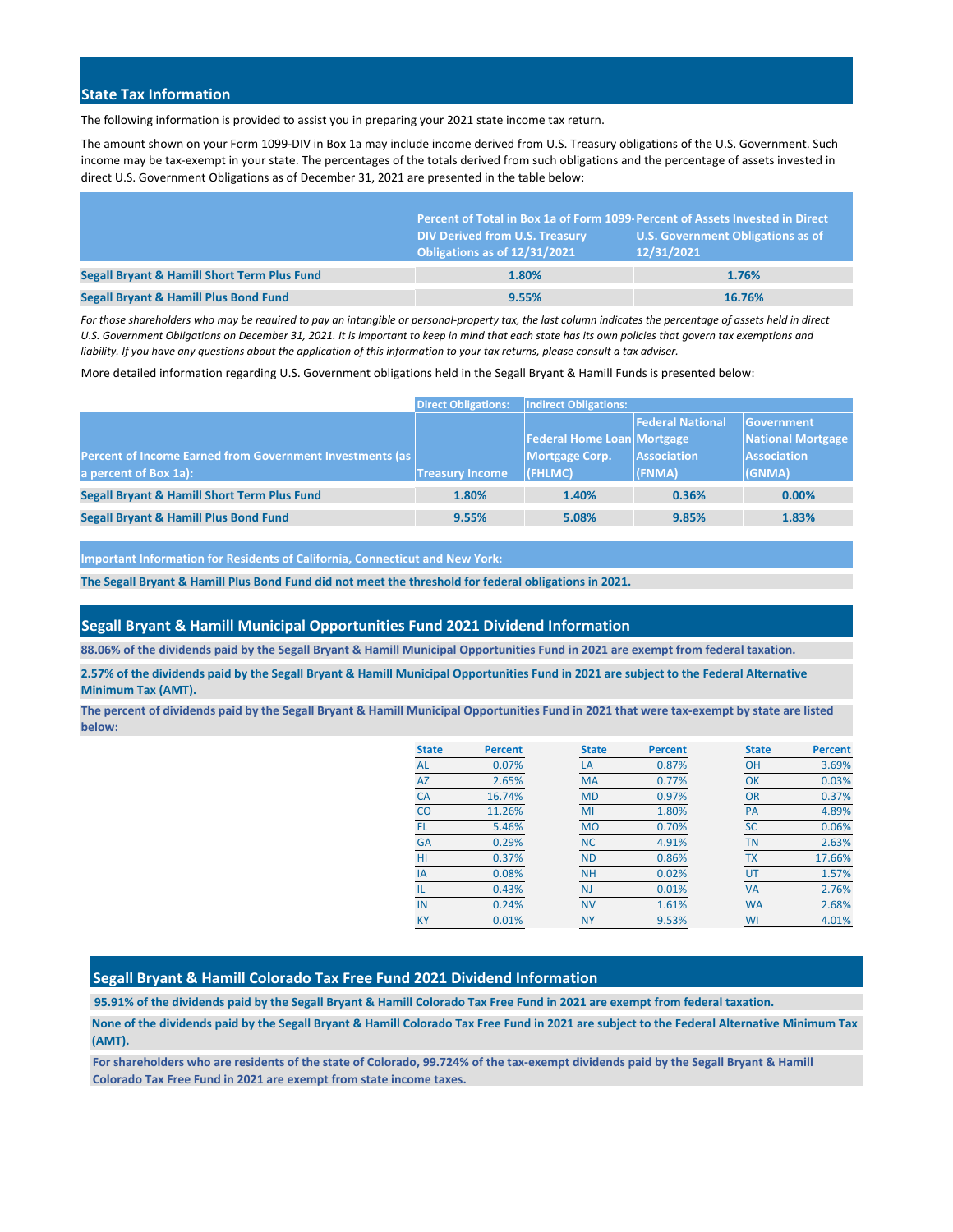## State Tax Information

The following information is provided to assist you in preparing your 2021 state income tax return.

The amount shown on your Form 1099-DIV in Box 1a may include income derived from U.S. Treasury obligations of the U.S. Government. Such income may be tax-exempt in your state. The percentages of the totals derived from such obligations and the percentage of assets invested in direct U.S. Government Obligations as of December 31, 2021 are presented in the table below:

| | Percent of Total in Box 1a of Form 1099-DIV Derived from U.S. Treasury Obligations as of 12/31/2021 | Percent of Assets Invested in Direct U.S. Government Obligations as of 12/31/2021 |
|---|---|---|
| **Segall Bryant & Hamill Short Term Plus Fund** | 1.80% | 1.76% |
| **Segall Bryant & Hamill Plus Bond Fund** | 9.55% | 16.76% |

*For those shareholders who may be required to pay an intangible or personal-property tax, the last column indicates the percentage of assets held in direct U.S. Government Obligations on December 31, 2021. It is important to keep in mind that each state has its own policies that govern tax exemptions and liability. If you have any questions about the application of this information to your tax returns, please consult a tax adviser.*

More detailed information regarding U.S. Government obligations held in the Segall Bryant & Hamill Funds is presented below:

| | Direct Obligations: | Indirect Obligations: | | |
|---|---|---|---|---|
| **Percent of Income Earned from Government Investments (as a percent of Box 1a):** | Treasury Income | Federal Home Loan Mortgage Corp. (FHLMC) | Federal National Mortgage Association (FNMA) | Government National Mortgage Association (GNMA) |
| **Segall Bryant & Hamill Short Term Plus Fund** | 1.80% | 1.40% | 0.36% | 0.00% |
| **Segall Bryant & Hamill Plus Bond Fund** | 9.55% | 5.08% | 9.85% | 1.83% |

**Important Information for Residents of California, Connecticut and New York:**

**The Segall Bryant & Hamill Plus Bond Fund did not meet the threshold for federal obligations in 2021.**

## Segall Bryant & Hamill Municipal Opportunities Fund 2021 Dividend Information

**88.06% of the dividends paid by the Segall Bryant & Hamill Municipal Opportunities Fund in 2021 are exempt from federal taxation.**

**2.57% of the dividends paid by the Segall Bryant & Hamill Municipal Opportunities Fund in 2021 are subject to the Federal Alternative Minimum Tax (AMT).**

**The percent of dividends paid by the Segall Bryant & Hamill Municipal Opportunities Fund in 2021 that were tax-exempt by state are listed below:**

| State | Percent | State | Percent | State | Percent |
|---|---|---|---|---|---|
| AL | 0.07% | LA | 0.87% | OH | 3.69% |
| AZ | 2.65% | MA | 0.77% | OK | 0.03% |
| CA | 16.74% | MD | 0.97% | OR | 0.37% |
| CO | 11.26% | MI | 1.80% | PA | 4.89% |
| FL | 5.46% | MO | 0.70% | SC | 0.06% |
| GA | 0.29% | NC | 4.91% | TN | 2.63% |
| HI | 0.37% | ND | 0.86% | TX | 17.66% |
| IA | 0.08% | NH | 0.02% | UT | 1.57% |
| IL | 0.43% | NJ | 0.01% | VA | 2.76% |
| IN | 0.24% | NV | 1.61% | WA | 2.68% |
| KY | 0.01% | NY | 9.53% | WI | 4.01% |

## Segall Bryant & Hamill Colorado Tax Free Fund 2021 Dividend Information

**95.91% of the dividends paid by the Segall Bryant & Hamill Colorado Tax Free Fund in 2021 are exempt from federal taxation.**

**None of the dividends paid by the Segall Bryant & Hamill Colorado Tax Free Fund in 2021 are subject to the Federal Alternative Minimum Tax (AMT).**

**For shareholders who are residents of the state of Colorado, 99.724% of the tax-exempt dividends paid by the Segall Bryant & Hamill Colorado Tax Free Fund in 2021 are exempt from state income taxes.**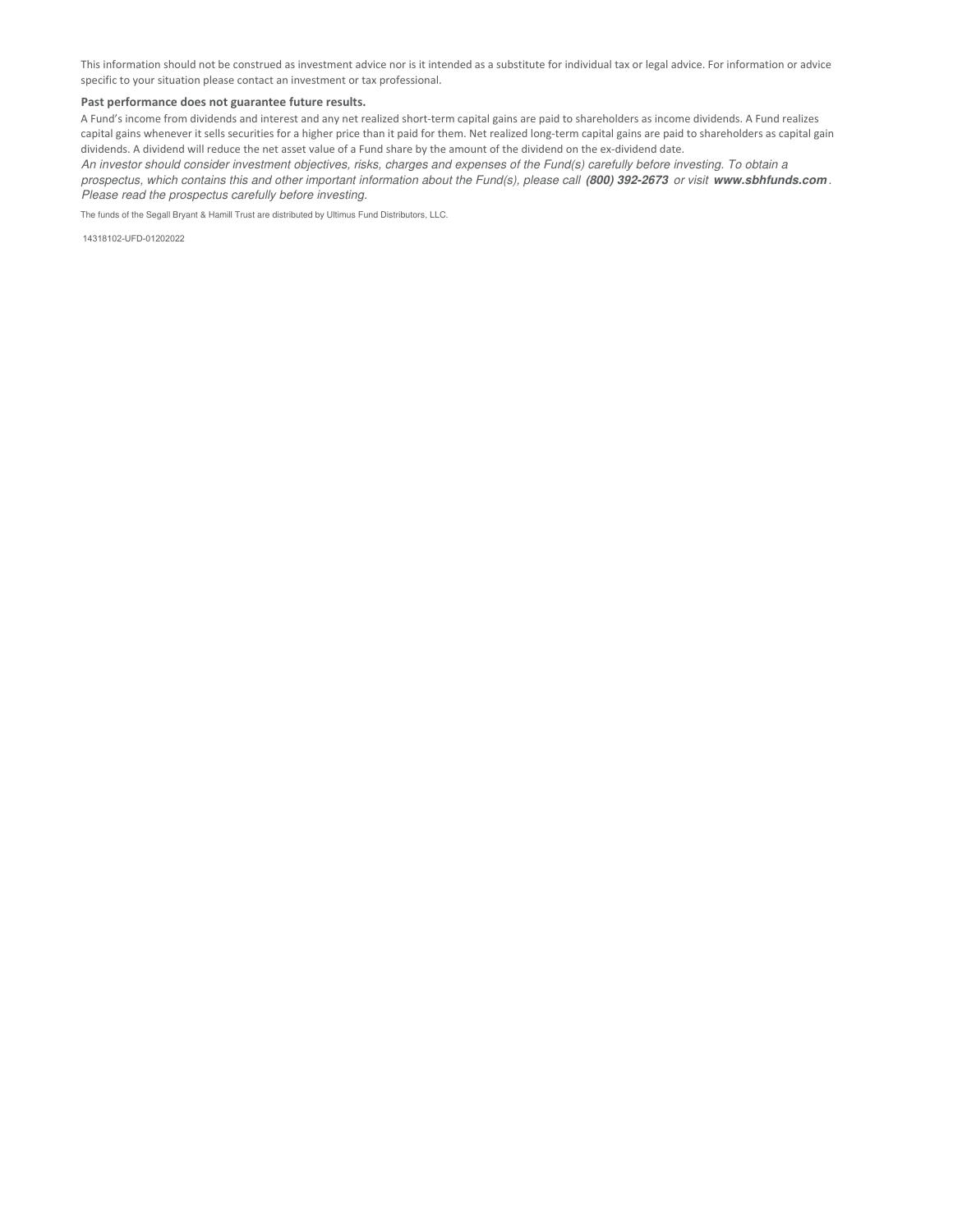This information should not be construed as investment advice nor is it intended as a substitute for individual tax or legal advice. For information or advice specific to your situation please contact an investment or tax professional.

**Past performance does not guarantee future results.**

A Fund's income from dividends and interest and any net realized short-term capital gains are paid to shareholders as income dividends. A Fund realizes capital gains whenever it sells securities for a higher price than it paid for them. Net realized long-term capital gains are paid to shareholders as capital gain dividends. A dividend will reduce the net asset value of a Fund share by the amount of the dividend on the ex-dividend date.

*An investor should consider investment objectives, risks, charges and expenses of the Fund(s) carefully before investing. To obtain a prospectus, which contains this and other important information about the Fund(s), please call* ***(800) 392-2673*** *or visit* ***www.sbhfunds.com****. Please read the prospectus carefully before investing.*

The funds of the Segall Bryant & Hamill Trust are distributed by Ultimus Fund Distributors, LLC.

14318102-UFD-01202022